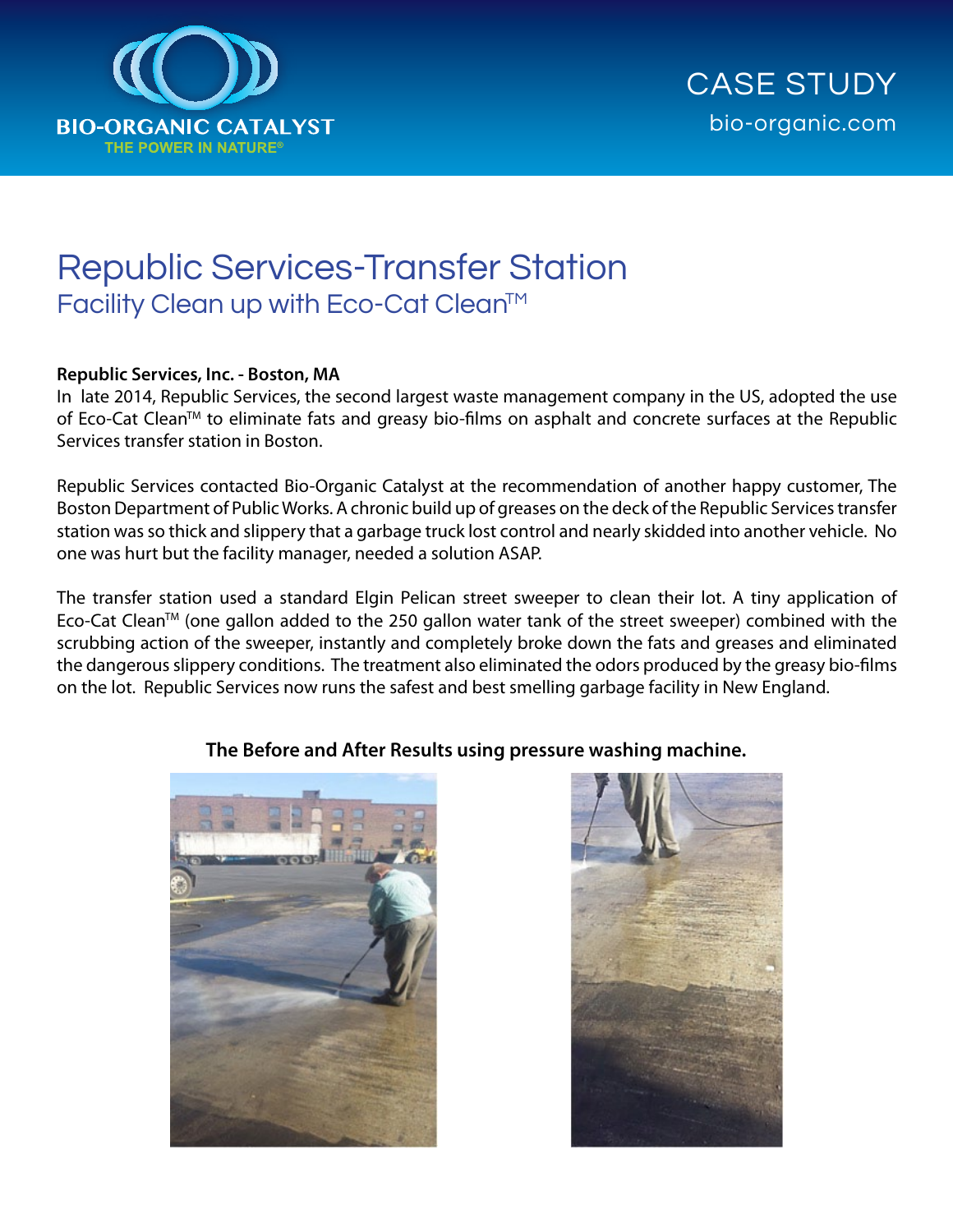BIO-ORGANIC CATALYST

THE POWER IN NATURE®

CASE STUDY

bio-organic.com

# Republic Services-Transfer Station

## Facility Clean up with Eco-Cat Clean™

**Republic Services, Inc. - Boston, MA**

In late 2014, Republic Services, the second largest waste management company in the US, adopted the use of Eco-Cat Clean™ to eliminate fats and greasy bio-films on asphalt and concrete surfaces at the Republic Services transfer station in Boston.

Republic Services contacted Bio-Organic Catalyst at the recommendation of another happy customer, The Boston Department of Public Works. A chronic build up of greases on the deck of the Republic Services transfer station was so thick and slippery that a garbage truck lost control and nearly skidded into another vehicle. No one was hurt but the facility manager, needed a solution ASAP.

The transfer station used a standard Elgin Pelican street sweeper to clean their lot. A tiny application of Eco-Cat Clean™ (one gallon added to the 250 gallon water tank of the street sweeper) combined with the scrubbing action of the sweeper, instantly and completely broke down the fats and greases and eliminated the dangerous slippery conditions. The treatment also eliminated the odors produced by the greasy bio-films on the lot. Republic Services now runs the safest and best smelling garbage facility in New England.

**The Before and After Results using pressure washing machine.**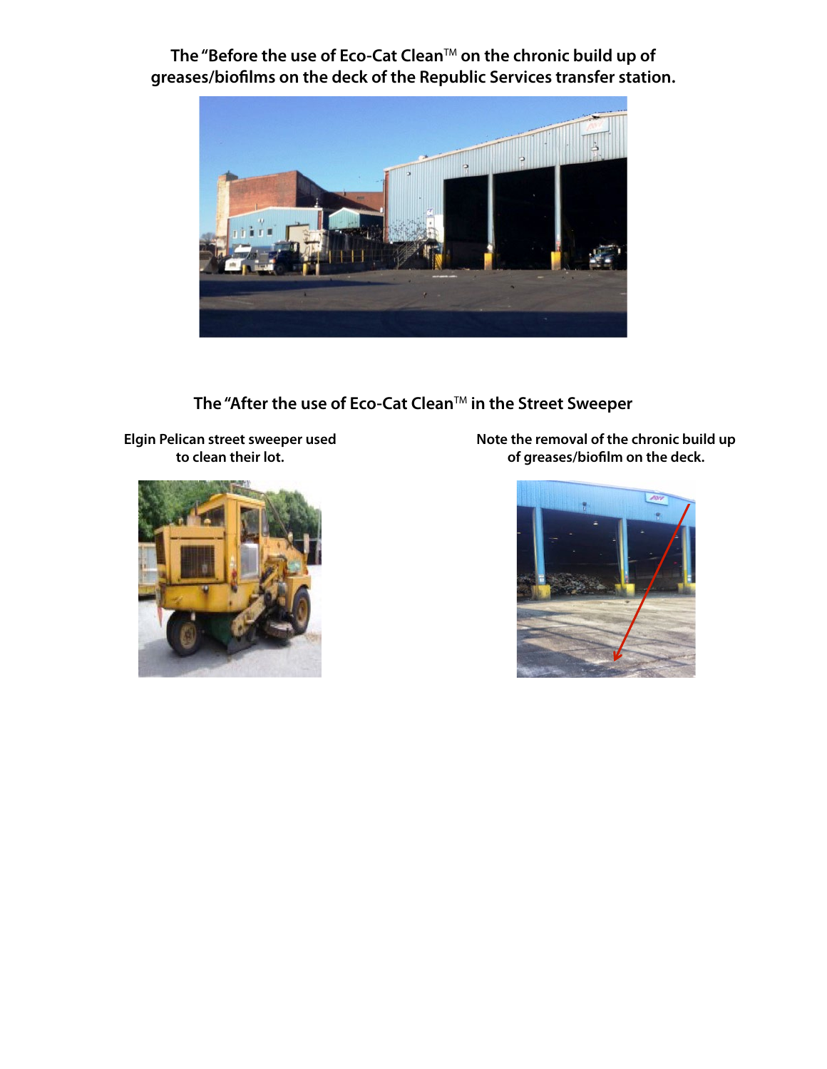**The "Before the use of Eco-Cat Clean™ on the chronic build up of greases/biofilms on the deck of the Republic Services transfer station.**

**The "After the use of Eco-Cat Clean™ in the Street Sweeper**

**Elgin Pelican street sweeper used to clean their lot.**

**Note the removal of the chronic build up of greases/biofilm on the deck.**